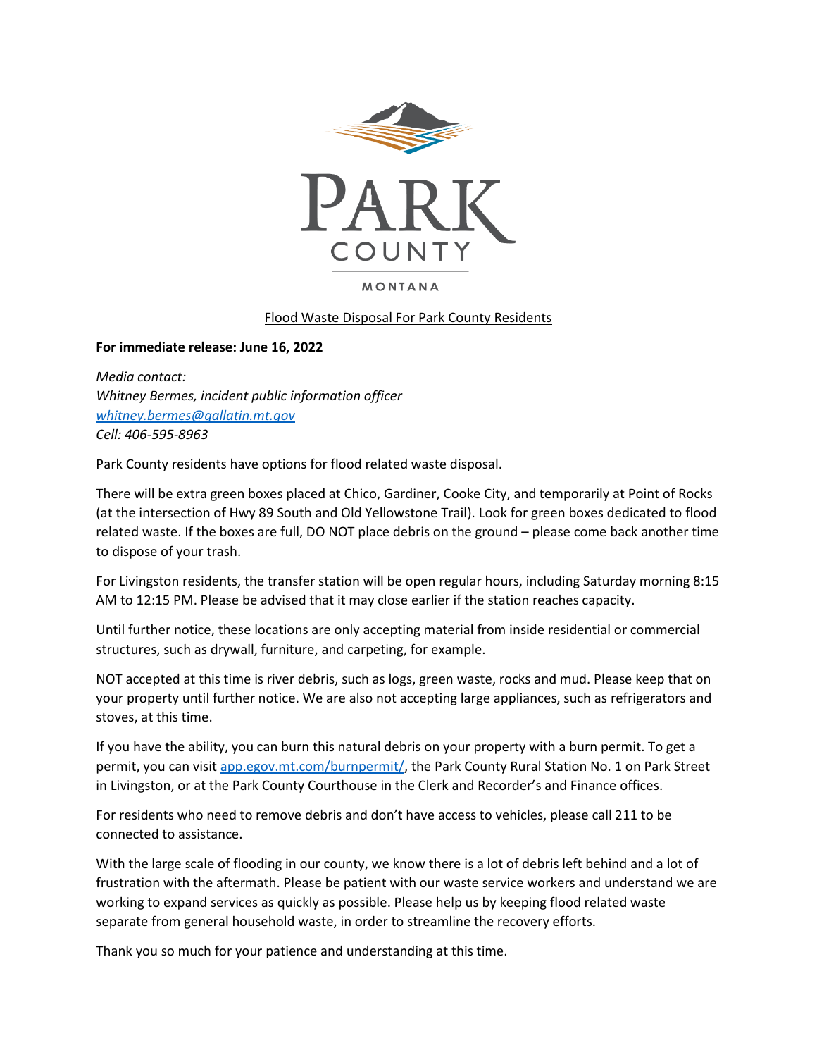PARK COUNTY

MONTANA

# Flood Waste Disposal For Park County Residents

**For immediate release: June 16, 2022**

*Media contact:*
*Whitney Bermes, incident public information officer*
*[whitney.bermes@gallatin.mt.gov](mailto:whitney.bermes@gallatin.mt.gov)*
*Cell: 406-595-8963*

Park County residents have options for flood related waste disposal.

There will be extra green boxes placed at Chico, Gardiner, Cooke City, and temporarily at Point of Rocks (at the intersection of Hwy 89 South and Old Yellowstone Trail). Look for green boxes dedicated to flood related waste. If the boxes are full, DO NOT place debris on the ground – please come back another time to dispose of your trash.

For Livingston residents, the transfer station will be open regular hours, including Saturday morning 8:15 AM to 12:15 PM. Please be advised that it may close earlier if the station reaches capacity.

Until further notice, these locations are only accepting material from inside residential or commercial structures, such as drywall, furniture, and carpeting, for example.

NOT accepted at this time is river debris, such as logs, green waste, rocks and mud. Please keep that on your property until further notice. We are also not accepting large appliances, such as refrigerators and stoves, at this time.

If you have the ability, you can burn this natural debris on your property with a burn permit. To get a permit, you can visit [app.egov.mt.com/burnpermit/](app.egov.mt.com/burnpermit/), the Park County Rural Station No. 1 on Park Street in Livingston, or at the Park County Courthouse in the Clerk and Recorder's and Finance offices.

For residents who need to remove debris and don't have access to vehicles, please call 211 to be connected to assistance.

With the large scale of flooding in our county, we know there is a lot of debris left behind and a lot of frustration with the aftermath. Please be patient with our waste service workers and understand we are working to expand services as quickly as possible. Please help us by keeping flood related waste separate from general household waste, in order to streamline the recovery efforts.

Thank you so much for your patience and understanding at this time.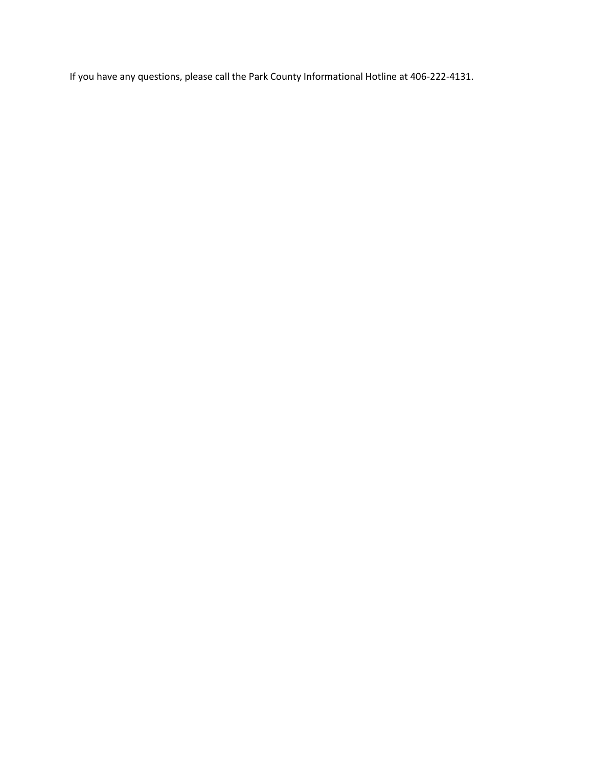If you have any questions, please call the Park County Informational Hotline at 406-222-4131.